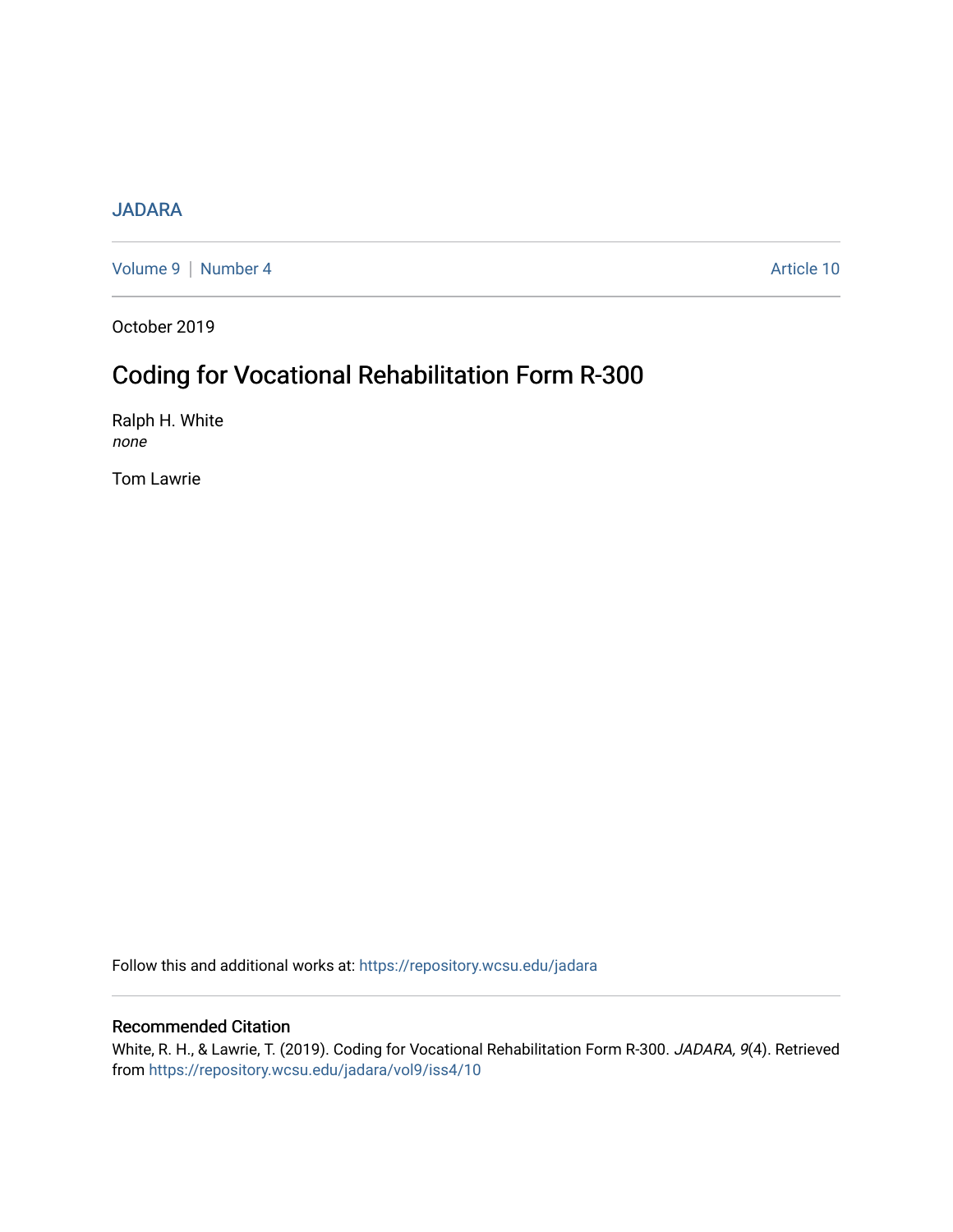JADARA

Volume 9 | Number 4 | Article 10

October 2019

# Coding for Vocational Rehabilitation Form R-300

Ralph H. White
*none*

Tom Lawrie

Follow this and additional works at: https://repository.wcsu.edu/jadara

## Recommended Citation

White, R. H., & Lawrie, T. (2019). Coding for Vocational Rehabilitation Form R-300. *JADARA, 9*(4). Retrieved from https://repository.wcsu.edu/jadara/vol9/iss4/10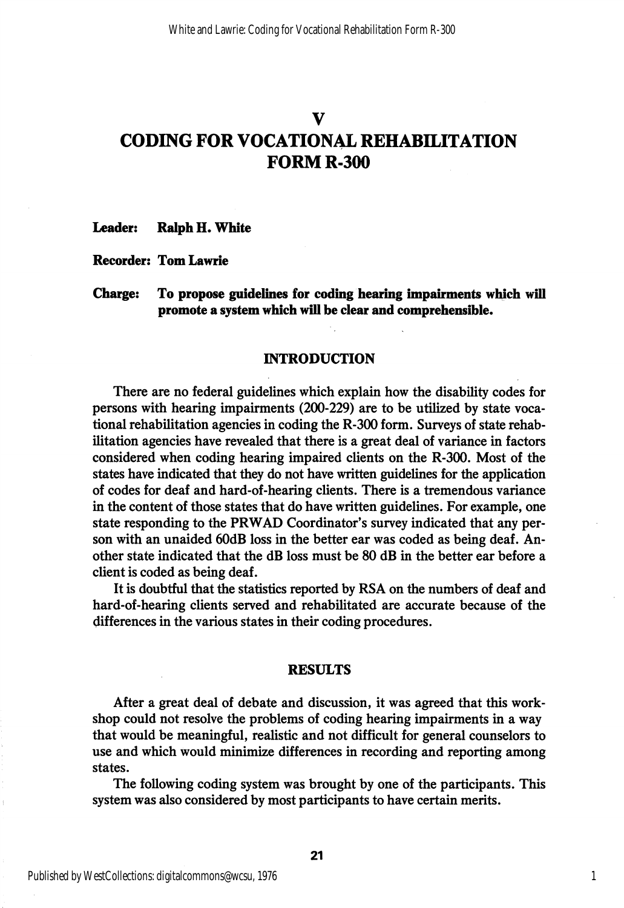# V

# CODING FOR VOCATIONAL REHABILITATION FORM R-300

**Leader: Ralph H. White**

**Recorder: Tom Lawrie**

**Charge: To propose guidelines for coding hearing impairments which will promote a system which will be clear and comprehensible.**

## INTRODUCTION

There are no federal guidelines which explain how the disability codes for persons with hearing impairments (200-229) are to be utilized by state vocational rehabilitation agencies in coding the R-300 form. Surveys of state rehabilitation agencies have revealed that there is a great deal of variance in factors considered when coding hearing impaired clients on the R-300. Most of the states have indicated that they do not have written guidelines for the application of codes for deaf and hard-of-hearing clients. There is a tremendous variance in the content of those states that do have written guidelines. For example, one state responding to the PRWAD Coordinator's survey indicated that any person with an unaided 60dB loss in the better ear was coded as being deaf. Another state indicated that the dB loss must be 80 dB in the better ear before a client is coded as being deaf.

It is doubtful that the statistics reported by RSA on the numbers of deaf and hard-of-hearing clients served and rehabilitated are accurate because of the differences in the various states in their coding procedures.

## RESULTS

After a great deal of debate and discussion, it was agreed that this workshop could not resolve the problems of coding hearing impairments in a way that would be meaningful, realistic and not difficult for general counselors to use and which would minimize differences in recording and reporting among states.

The following coding system was brought by one of the participants. This system was also considered by most participants to have certain merits.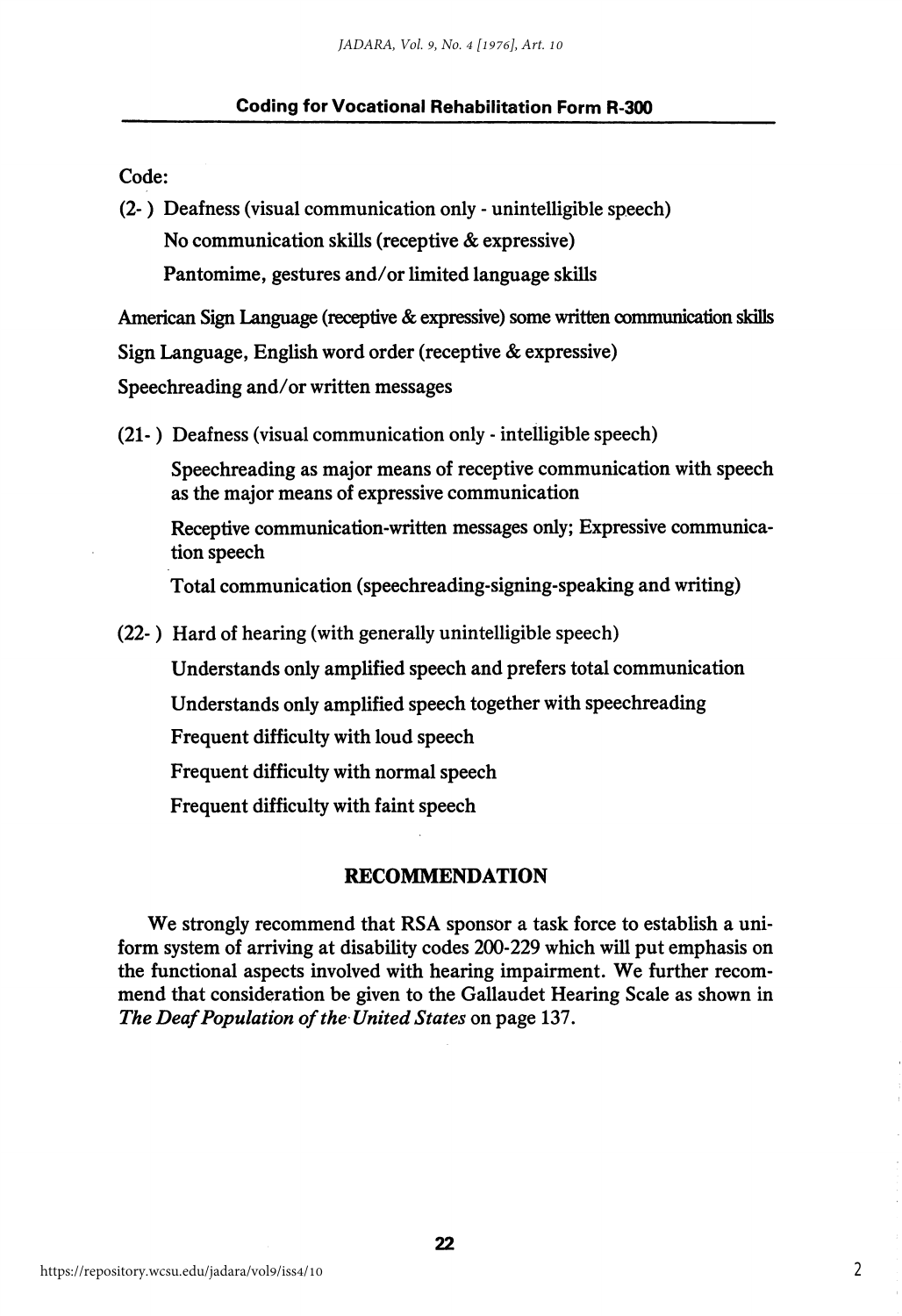**Coding for Vocational Rehabilitation Form R-300**

Code:

(2- ) Deafness (visual communication only - unintelligible speech)

No communication skills (receptive & expressive)

Pantomime, gestures and/or limited language skills

American Sign Language (receptive & expressive) some written communication skills

Sign Language, English word order (receptive & expressive)

Speechreading and/or written messages

(21- ) Deafness (visual communication only - intelligible speech)

Speechreading as major means of receptive communication with speech as the major means of expressive communication

Receptive communication-written messages only; Expressive communication speech

Total communication (speechreading-signing-speaking and writing)

(22- ) Hard of hearing (with generally unintelligible speech)

Understands only amplified speech and prefers total communication

Understands only amplified speech together with speechreading

Frequent difficulty with loud speech

Frequent difficulty with normal speech

Frequent difficulty with faint speech

## RECOMMENDATION

We strongly recommend that RSA sponsor a task force to establish a uniform system of arriving at disability codes 200-229 which will put emphasis on the functional aspects involved with hearing impairment. We further recommend that consideration be given to the Gallaudet Hearing Scale as shown in *The Deaf Population of the United States* on page 137.